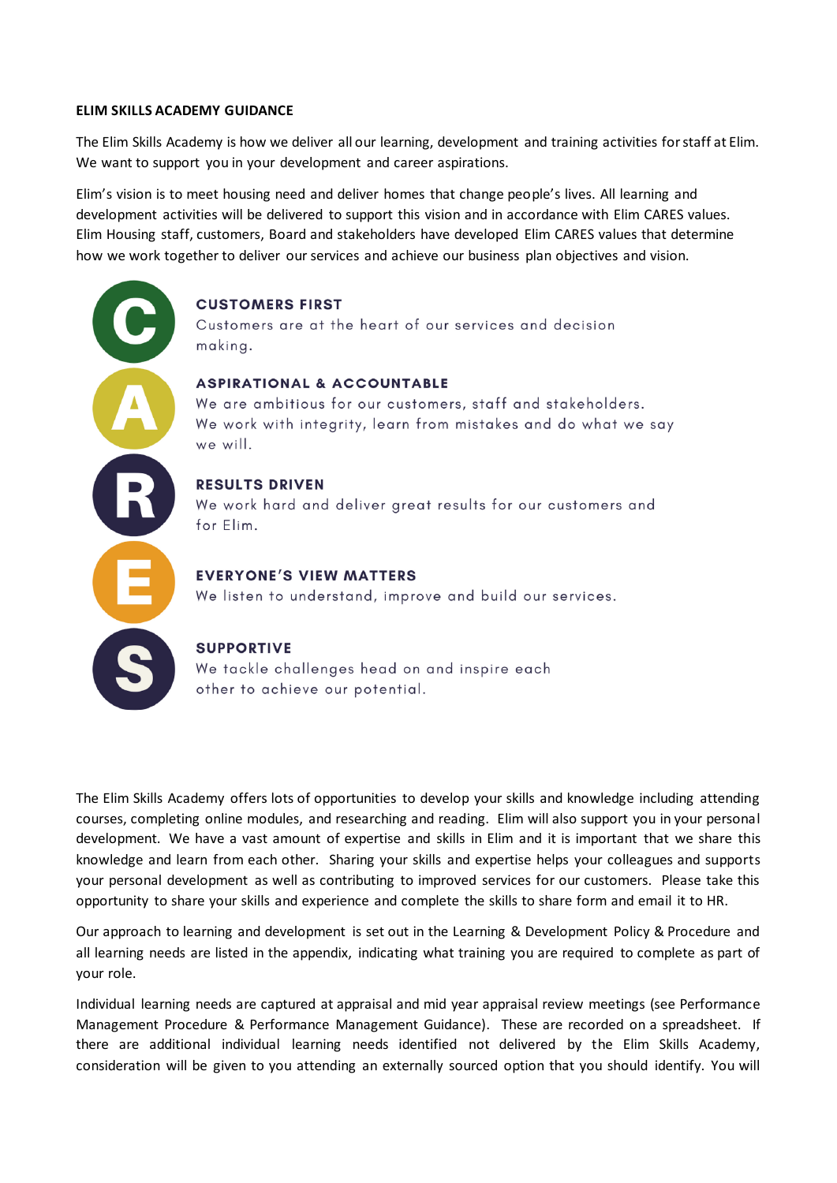**ELIM SKILLS ACADEMY GUIDANCE**

The Elim Skills Academy is how we deliver all our learning, development and training activities for staff at Elim. We want to support you in your development and career aspirations.

Elim's vision is to meet housing need and deliver homes that change people's lives. All learning and development activities will be delivered to support this vision and in accordance with Elim CARES values. Elim Housing staff, customers, Board and stakeholders have developed Elim CARES values that determine how we work together to deliver our services and achieve our business plan objectives and vision.

**C — CUSTOMERS FIRST**
Customers are at the heart of our services and decision making.

**A — ASPIRATIONAL & ACCOUNTABLE**
We are ambitious for our customers, staff and stakeholders. We work with integrity, learn from mistakes and do what we say we will.

**R — RESULTS DRIVEN**
We work hard and deliver great results for our customers and for Elim.

**E — EVERYONE'S VIEW MATTERS**
We listen to understand, improve and build our services.

**S — SUPPORTIVE**
We tackle challenges head on and inspire each other to achieve our potential.

The Elim Skills Academy offers lots of opportunities to develop your skills and knowledge including attending courses, completing online modules, and researching and reading. Elim will also support you in your personal development. We have a vast amount of expertise and skills in Elim and it is important that we share this knowledge and learn from each other. Sharing your skills and expertise helps your colleagues and supports your personal development as well as contributing to improved services for our customers. Please take this opportunity to share your skills and experience and complete the skills to share form and email it to HR.

Our approach to learning and development is set out in the Learning & Development Policy & Procedure and all learning needs are listed in the appendix, indicating what training you are required to complete as part of your role.

Individual learning needs are captured at appraisal and mid year appraisal review meetings (see Performance Management Procedure & Performance Management Guidance). These are recorded on a spreadsheet. If there are additional individual learning needs identified not delivered by the Elim Skills Academy, consideration will be given to you attending an externally sourced option that you should identify. You will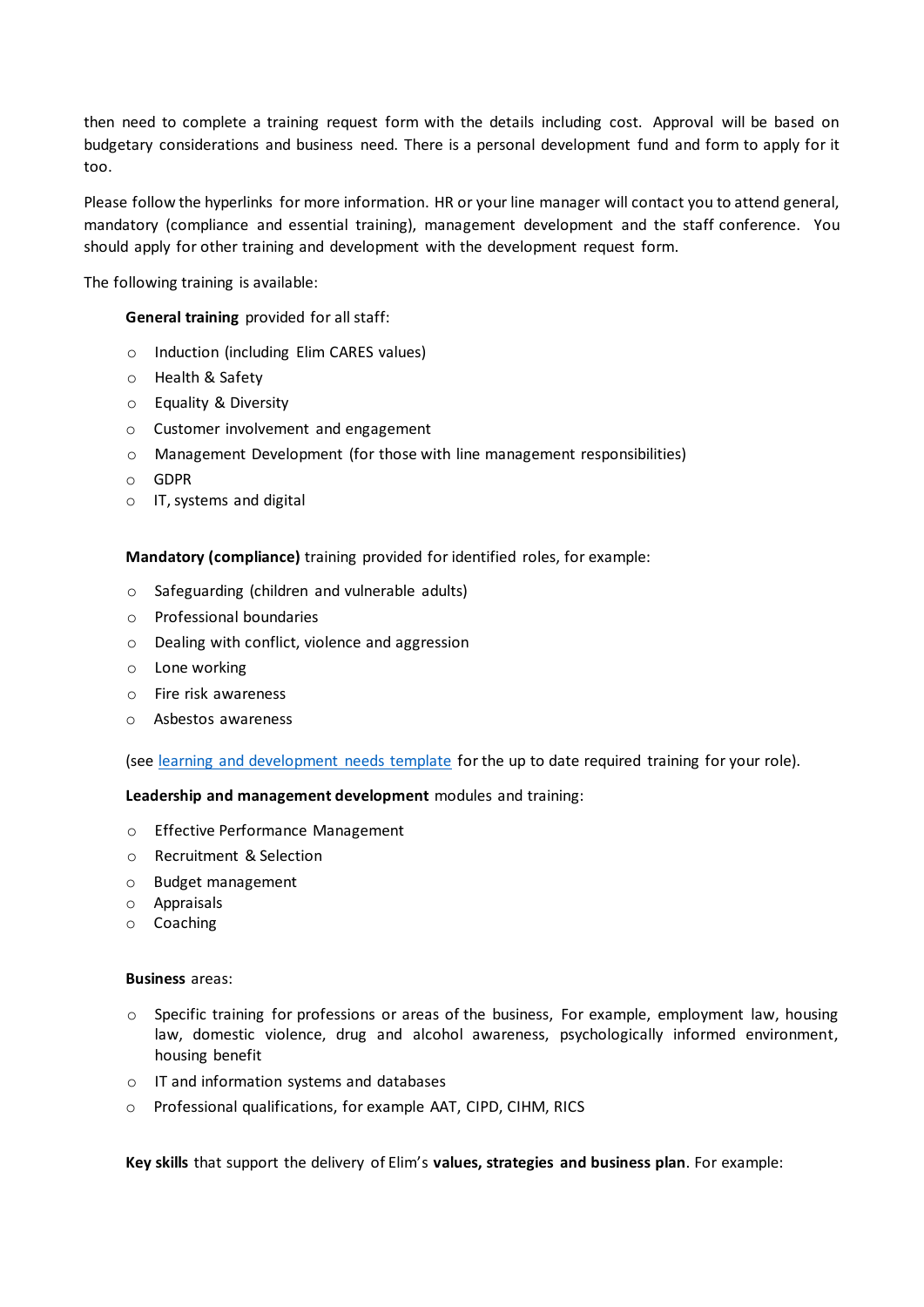then need to complete a training request form with the details including cost. Approval will be based on budgetary considerations and business need. There is a personal development fund and form to apply for it too.

Please follow the hyperlinks for more information. HR or your line manager will contact you to attend general, mandatory (compliance and essential training), management development and the staff conference. You should apply for other training and development with the development request form.

The following training is available:

**General training** provided for all staff:

- Induction (including Elim CARES values)
- Health & Safety
- Equality & Diversity
- Customer involvement and engagement
- Management Development (for those with line management responsibilities)
- GDPR
- IT, systems and digital

**Mandatory (compliance)** training provided for identified roles, for example:

- Safeguarding (children and vulnerable adults)
- Professional boundaries
- Dealing with conflict, violence and aggression
- Lone working
- Fire risk awareness
- Asbestos awareness

(see learning and development needs template for the up to date required training for your role).

**Leadership and management development** modules and training:

- Effective Performance Management
- Recruitment & Selection
- Budget management
- Appraisals
- Coaching

**Business** areas:

- Specific training for professions or areas of the business, For example, employment law, housing law, domestic violence, drug and alcohol awareness, psychologically informed environment, housing benefit
- IT and information systems and databases
- Professional qualifications, for example AAT, CIPD, CIHM, RICS

**Key skills** that support the delivery of Elim's **values, strategies and business plan**. For example: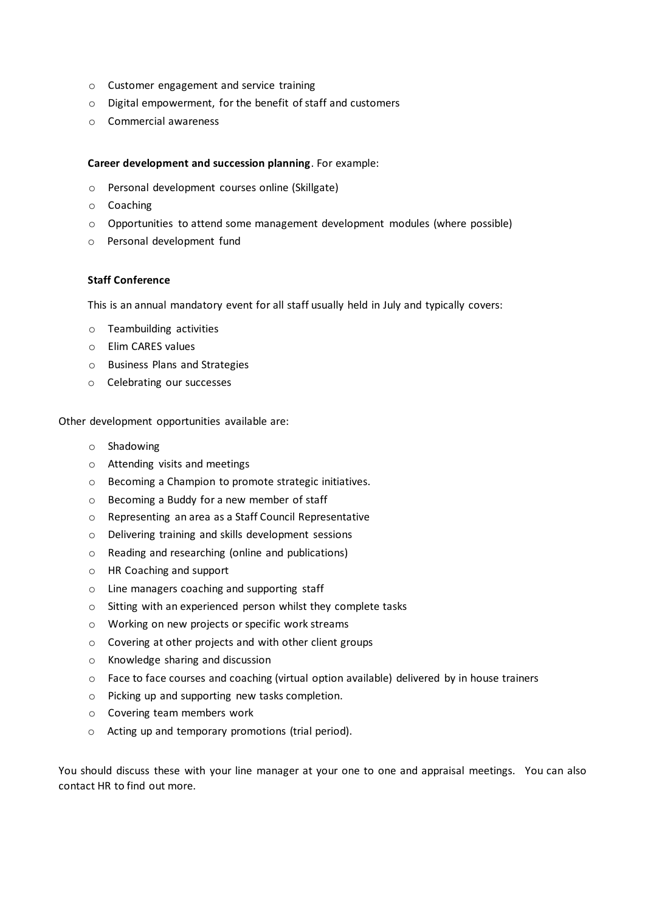- Customer engagement and service training
- Digital empowerment, for the benefit of staff and customers
- Commercial awareness

**Career development and succession planning**. For example:

- Personal development courses online (Skillgate)
- Coaching
- Opportunities to attend some management development modules (where possible)
- Personal development fund

**Staff Conference**

This is an annual mandatory event for all staff usually held in July and typically covers:

- Teambuilding activities
- Elim CARES values
- Business Plans and Strategies
- Celebrating our successes

Other development opportunities available are:

- Shadowing
- Attending visits and meetings
- Becoming a Champion to promote strategic initiatives.
- Becoming a Buddy for a new member of staff
- Representing an area as a Staff Council Representative
- Delivering training and skills development sessions
- Reading and researching (online and publications)
- HR Coaching and support
- Line managers coaching and supporting staff
- Sitting with an experienced person whilst they complete tasks
- Working on new projects or specific work streams
- Covering at other projects and with other client groups
- Knowledge sharing and discussion
- Face to face courses and coaching (virtual option available) delivered by in house trainers
- Picking up and supporting new tasks completion.
- Covering team members work
- Acting up and temporary promotions (trial period).

You should discuss these with your line manager at your one to one and appraisal meetings. You can also contact HR to find out more.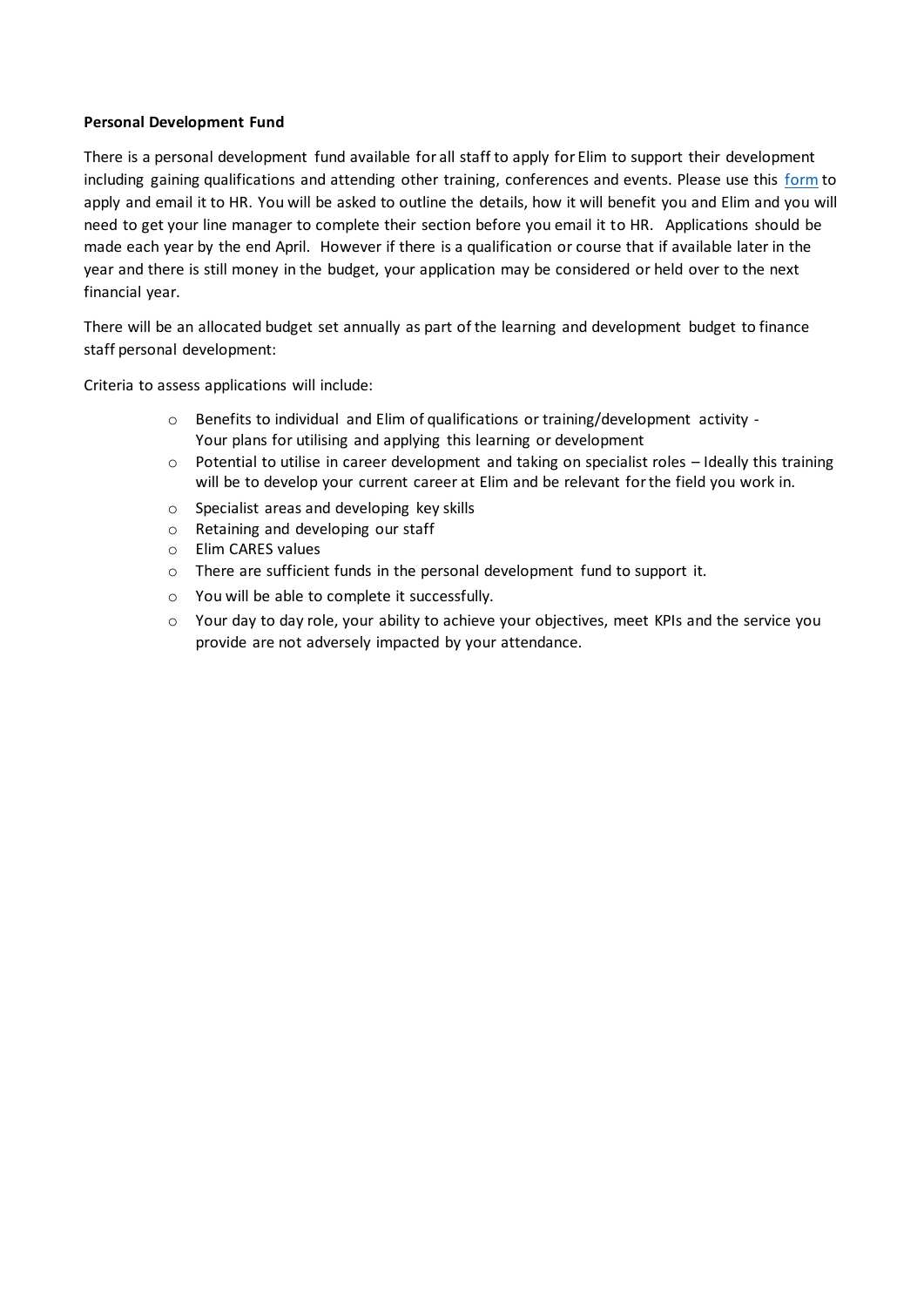**Personal Development Fund**

There is a personal development fund available for all staff to apply for Elim to support their development including gaining qualifications and attending other training, conferences and events. Please use this form to apply and email it to HR. You will be asked to outline the details, how it will benefit you and Elim and you will need to get your line manager to complete their section before you email it to HR. Applications should be made each year by the end April. However if there is a qualification or course that if available later in the year and there is still money in the budget, your application may be considered or held over to the next financial year.

There will be an allocated budget set annually as part of the learning and development budget to finance staff personal development:

Criteria to assess applications will include:

- Benefits to individual and Elim of qualifications or training/development activity - Your plans for utilising and applying this learning or development
- Potential to utilise in career development and taking on specialist roles – Ideally this training will be to develop your current career at Elim and be relevant for the field you work in.
- Specialist areas and developing key skills
- Retaining and developing our staff
- Elim CARES values
- There are sufficient funds in the personal development fund to support it.
- You will be able to complete it successfully.
- Your day to day role, your ability to achieve your objectives, meet KPIs and the service you provide are not adversely impacted by your attendance.